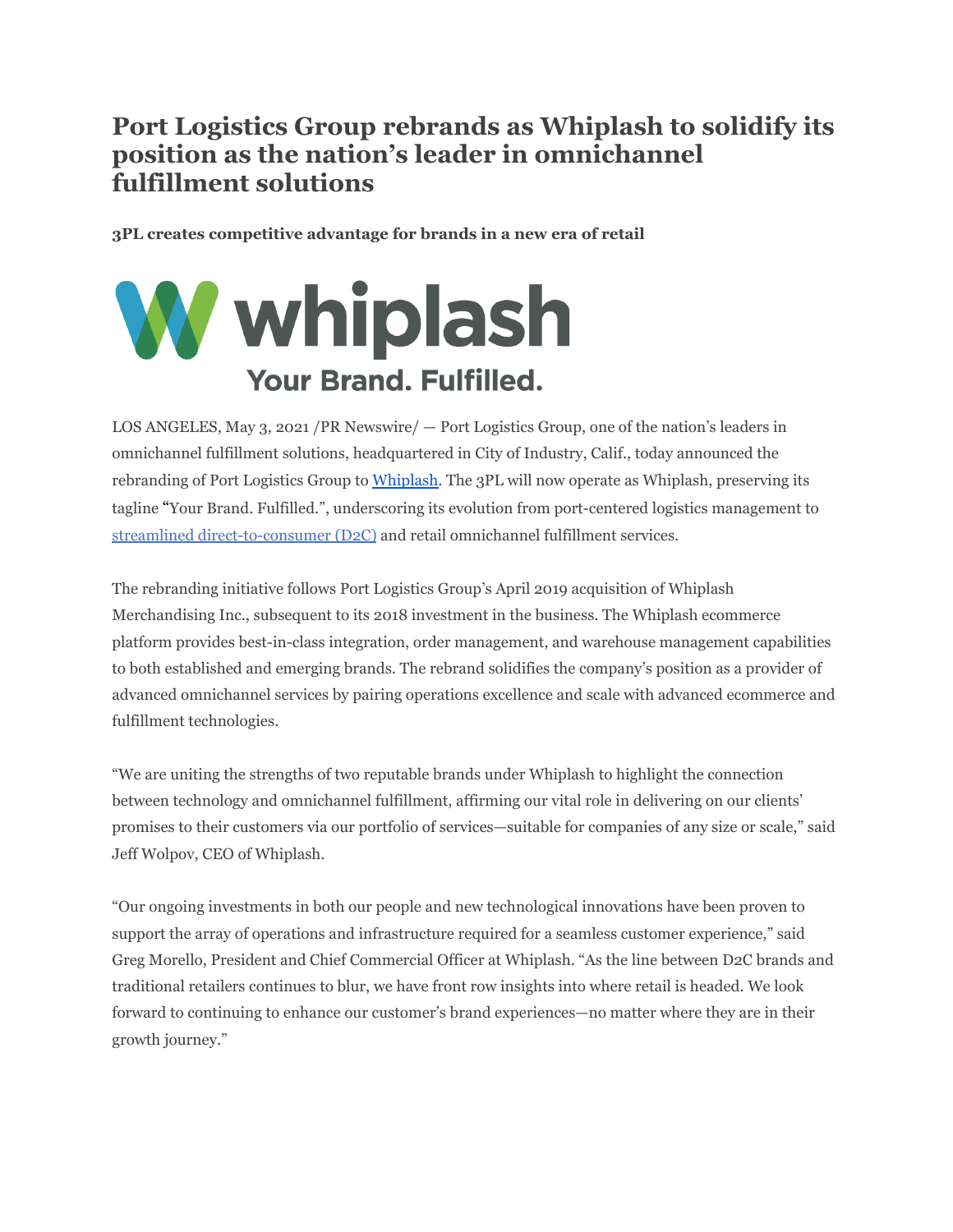# Port Logistics Group rebrands as Whiplash to solidify its position as the nation's leader in omnichannel fulfillment solutions

**3PL creates competitive advantage for brands in a new era of retail**

LOS ANGELES, May 3, 2021 /PR Newswire/ — Port Logistics Group, one of the nation's leaders in omnichannel fulfillment solutions, headquartered in City of Industry, Calif., today announced the rebranding of Port Logistics Group to Whiplash. The 3PL will now operate as Whiplash, preserving its tagline "Your Brand. Fulfilled.", underscoring its evolution from port-centered logistics management to streamlined direct-to-consumer (D2C) and retail omnichannel fulfillment services.

The rebranding initiative follows Port Logistics Group's April 2019 acquisition of Whiplash Merchandising Inc., subsequent to its 2018 investment in the business. The Whiplash ecommerce platform provides best-in-class integration, order management, and warehouse management capabilities to both established and emerging brands. The rebrand solidifies the company's position as a provider of advanced omnichannel services by pairing operations excellence and scale with advanced ecommerce and fulfillment technologies.

"We are uniting the strengths of two reputable brands under Whiplash to highlight the connection between technology and omnichannel fulfillment, affirming our vital role in delivering on our clients' promises to their customers via our portfolio of services—suitable for companies of any size or scale," said Jeff Wolpov, CEO of Whiplash.

"Our ongoing investments in both our people and new technological innovations have been proven to support the array of operations and infrastructure required for a seamless customer experience," said Greg Morello, President and Chief Commercial Officer at Whiplash. "As the line between D2C brands and traditional retailers continues to blur, we have front row insights into where retail is headed. We look forward to continuing to enhance our customer's brand experiences—no matter where they are in their growth journey."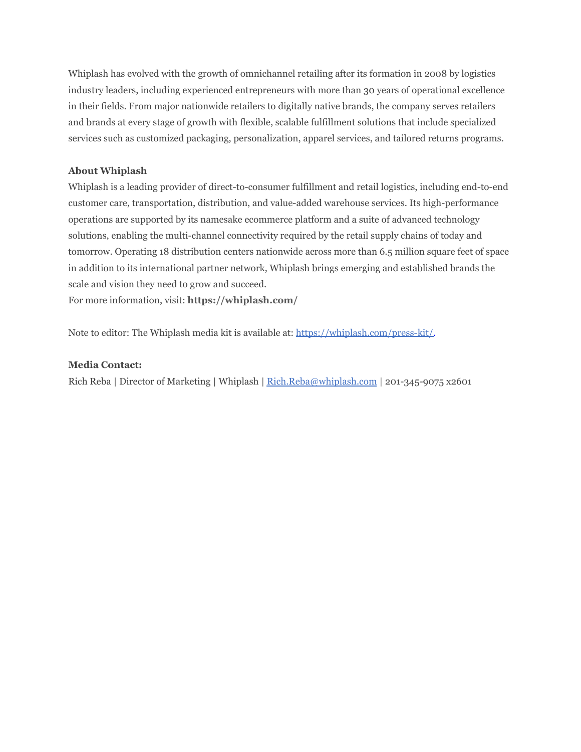Whiplash has evolved with the growth of omnichannel retailing after its formation in 2008 by logistics industry leaders, including experienced entrepreneurs with more than 30 years of operational excellence in their fields. From major nationwide retailers to digitally native brands, the company serves retailers and brands at every stage of growth with flexible, scalable fulfillment solutions that include specialized services such as customized packaging, personalization, apparel services, and tailored returns programs.

**About Whiplash**

Whiplash is a leading provider of direct-to-consumer fulfillment and retail logistics, including end-to-end customer care, transportation, distribution, and value-added warehouse services. Its high-performance operations are supported by its namesake ecommerce platform and a suite of advanced technology solutions, enabling the multi-channel connectivity required by the retail supply chains of today and tomorrow. Operating 18 distribution centers nationwide across more than 6.5 million square feet of space in addition to its international partner network, Whiplash brings emerging and established brands the scale and vision they need to grow and succeed.
For more information, visit: **https://whiplash.com/**

Note to editor: The Whiplash media kit is available at: [https://whiplash.com/press-kit/](https://whiplash.com/press-kit/).

**Media Contact:**

Rich Reba | Director of Marketing | Whiplash | [Rich.Reba@whiplash.com](mailto:Rich.Reba@whiplash.com) | 201-345-9075 x2601